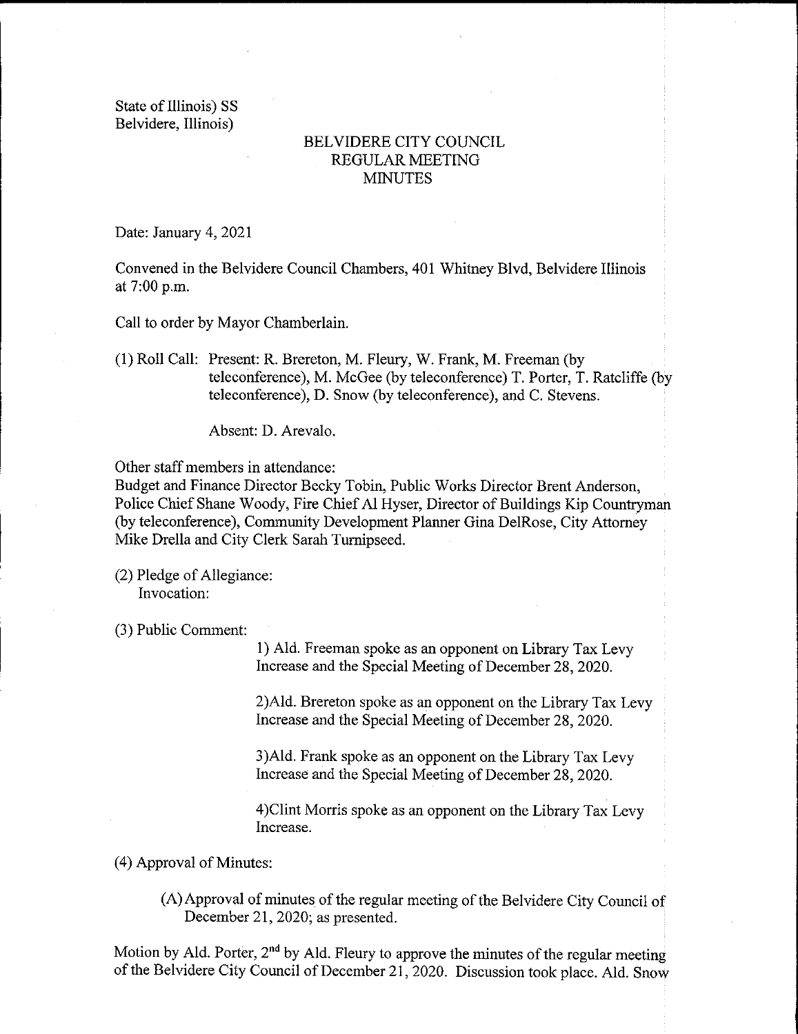State of Illinois) SS
Belvidere, Illinois)

# BELVIDERE CITY COUNCIL
## REGULAR MEETING
## MINUTES

Date: January 4, 2021

Convened in the Belvidere Council Chambers, 401 Whitney Blvd, Belvidere Illinois at 7:00 p.m.

Call to order by Mayor Chamberlain.

(1) Roll Call: Present: R. Brereton, M. Fleury, W. Frank, M. Freeman (by teleconference), M. McGee (by teleconference) T. Porter, T. Ratcliffe (by teleconference), D. Snow (by teleconference), and C. Stevens.

Absent: D. Arevalo.

Other staff members in attendance:
Budget and Finance Director Becky Tobin, Public Works Director Brent Anderson, Police Chief Shane Woody, Fire Chief Al Hyser, Director of Buildings Kip Countryman (by teleconference), Community Development Planner Gina DelRose, City Attorney Mike Drella and City Clerk Sarah Turnipseed.

(2) Pledge of Allegiance:
Invocation:

(3) Public Comment:

1) Ald. Freeman spoke as an opponent on Library Tax Levy Increase and the Special Meeting of December 28, 2020.

2)Ald. Brereton spoke as an opponent on the Library Tax Levy Increase and the Special Meeting of December 28, 2020.

3)Ald. Frank spoke as an opponent on the Library Tax Levy Increase and the Special Meeting of December 28, 2020.

4)Clint Morris spoke as an opponent on the Library Tax Levy Increase.

(4) Approval of Minutes:

(A) Approval of minutes of the regular meeting of the Belvidere City Council of December 21, 2020; as presented.

Motion by Ald. Porter, 2nd by Ald. Fleury to approve the minutes of the regular meeting of the Belvidere City Council of December 21, 2020. Discussion took place. Ald. Snow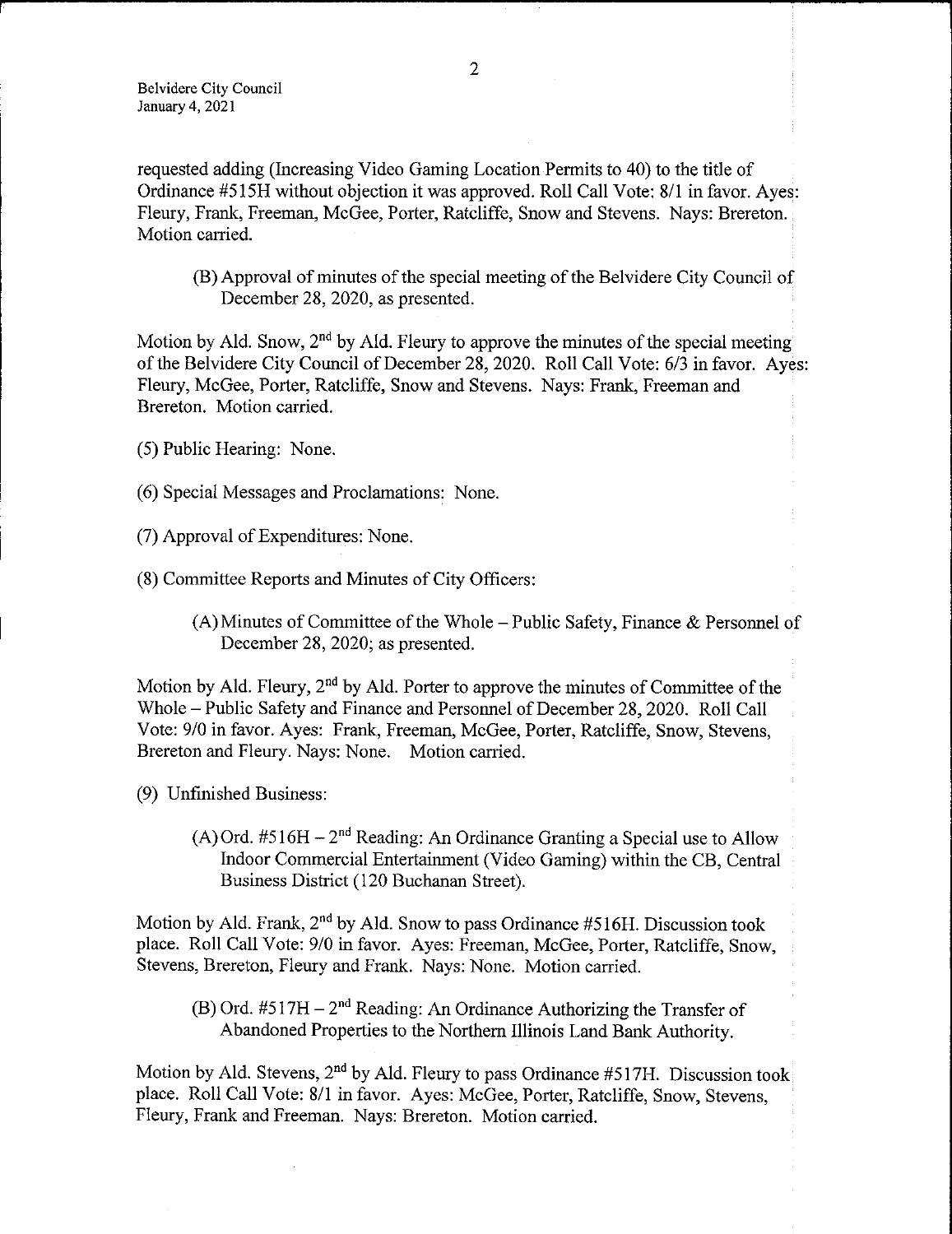requested adding (Increasing Video Gaming Location Permits to 40) to the title of Ordinance #515H without objection it was approved. Roll Call Vote: 8/1 in favor. Ayes: Fleury, Frank, Freeman, McGee, Porter, Ratcliffe, Snow and Stevens. Nays: Brereton. Motion carried.

(B) Approval of minutes of the special meeting of the Belvidere City Council of December 28, 2020, as presented.

Motion by Ald. Snow, 2nd by Ald. Fleury to approve the minutes of the special meeting of the Belvidere City Council of December 28, 2020. Roll Call Vote: 6/3 in favor. Ayes: Fleury, McGee, Porter, Ratcliffe, Snow and Stevens. Nays: Frank, Freeman and Brereton. Motion carried.

(5) Public Hearing: None.

(6) Special Messages and Proclamations: None.

(7) Approval of Expenditures: None.

(8) Committee Reports and Minutes of City Officers:

(A) Minutes of Committee of the Whole – Public Safety, Finance & Personnel of December 28, 2020; as presented.

Motion by Ald. Fleury, 2nd by Ald. Porter to approve the minutes of Committee of the Whole – Public Safety and Finance and Personnel of December 28, 2020. Roll Call Vote: 9/0 in favor. Ayes: Frank, Freeman, McGee, Porter, Ratcliffe, Snow, Stevens, Brereton and Fleury. Nays: None. Motion carried.

(9) Unfinished Business:

(A) Ord. #516H – 2nd Reading: An Ordinance Granting a Special use to Allow Indoor Commercial Entertainment (Video Gaming) within the CB, Central Business District (120 Buchanan Street).

Motion by Ald. Frank, 2nd by Ald. Snow to pass Ordinance #516H. Discussion took place. Roll Call Vote: 9/0 in favor. Ayes: Freeman, McGee, Porter, Ratcliffe, Snow, Stevens, Brereton, Fleury and Frank. Nays: None. Motion carried.

(B) Ord. #517H – 2nd Reading: An Ordinance Authorizing the Transfer of Abandoned Properties to the Northern Illinois Land Bank Authority.

Motion by Ald. Stevens, 2nd by Ald. Fleury to pass Ordinance #517H. Discussion took place. Roll Call Vote: 8/1 in favor. Ayes: McGee, Porter, Ratcliffe, Snow, Stevens, Fleury, Frank and Freeman. Nays: Brereton. Motion carried.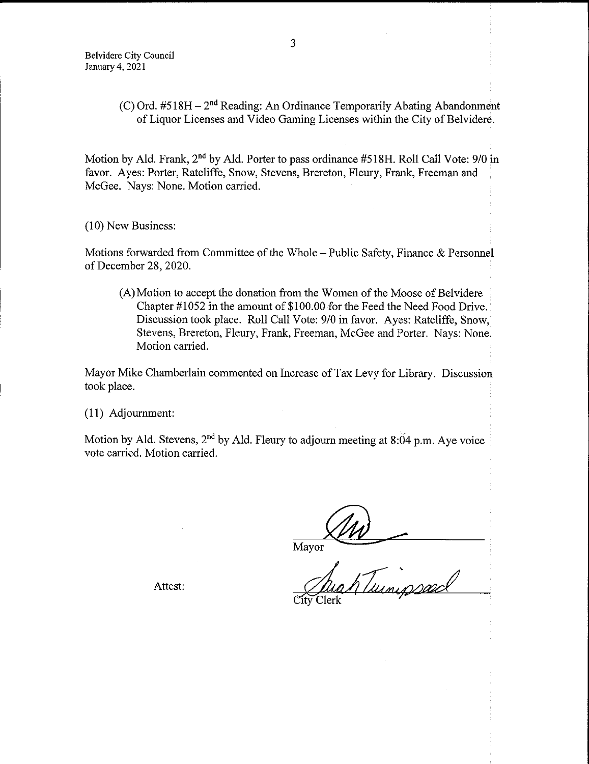(C) Ord. #518H – 2nd Reading: An Ordinance Temporarily Abating Abandonment of Liquor Licenses and Video Gaming Licenses within the City of Belvidere.

Motion by Ald. Frank, 2nd by Ald. Porter to pass ordinance #518H. Roll Call Vote: 9/0 in favor. Ayes: Porter, Ratcliffe, Snow, Stevens, Brereton, Fleury, Frank, Freeman and McGee. Nays: None. Motion carried.

(10) New Business:

Motions forwarded from Committee of the Whole – Public Safety, Finance & Personnel of December 28, 2020.

(A) Motion to accept the donation from the Women of the Moose of Belvidere Chapter #1052 in the amount of $100.00 for the Feed the Need Food Drive. Discussion took place. Roll Call Vote: 9/0 in favor. Ayes: Ratcliffe, Snow, Stevens, Brereton, Fleury, Frank, Freeman, McGee and Porter. Nays: None. Motion carried.

Mayor Mike Chamberlain commented on Increase of Tax Levy for Library. Discussion took place.

(11) Adjournment:

Motion by Ald. Stevens, 2nd by Ald. Fleury to adjourn meeting at 8:04 p.m. Aye voice vote carried. Motion carried.

Mayor

Attest:

City Clerk